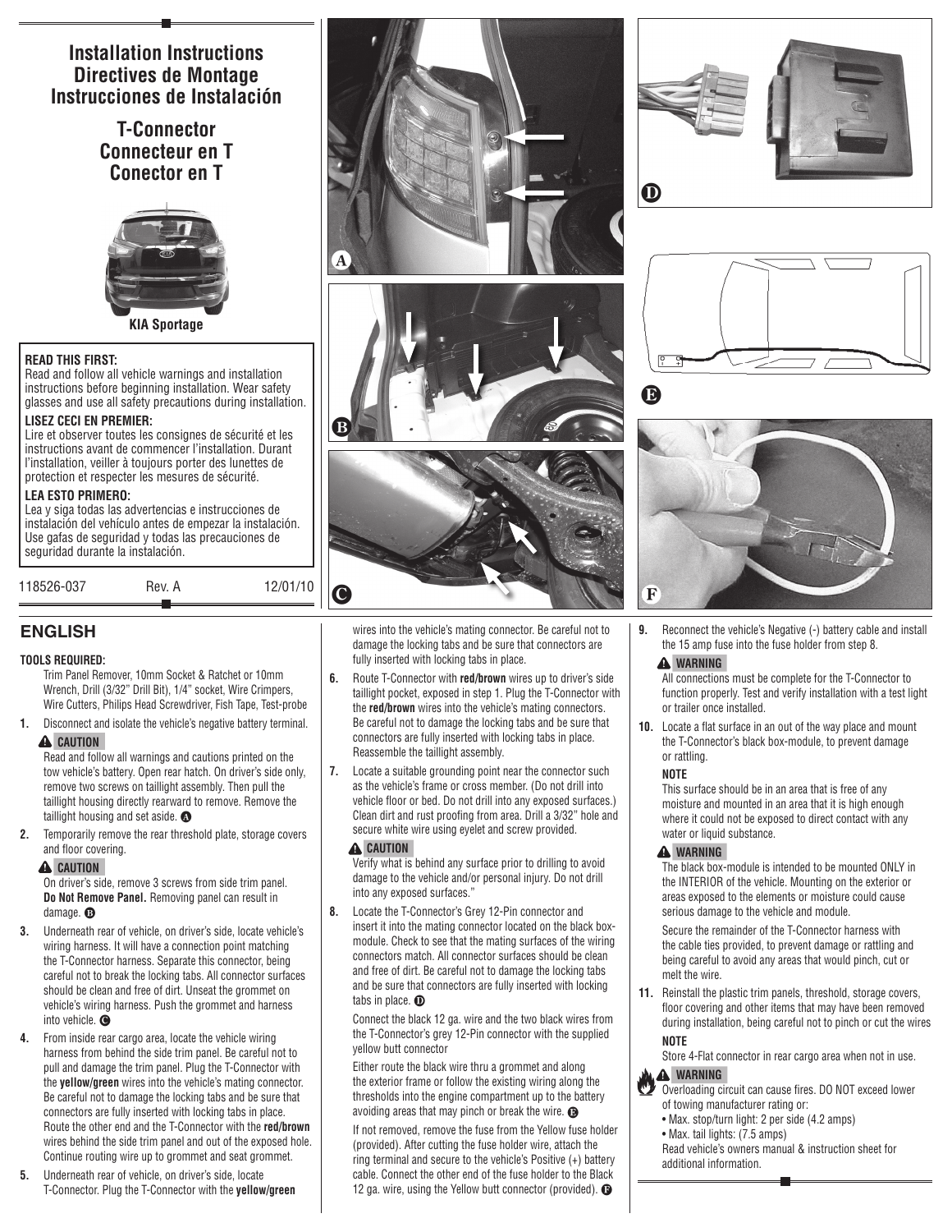# Installation Instructions
# Directives de Montage
# Instrucciones de Instalación

## T-Connector
## Connecteur en T
## Conector en T

KIA Sportage

**READ THIS FIRST:**
Read and follow all vehicle warnings and installation instructions before beginning installation. Wear safety glasses and use all safety precautions during installation.

**LISEZ CECI EN PREMIER:**
Lire et observer toutes les consignes de sécurité et les instructions avant de commencer l'installation. Durant l'installation, veiller à toujours porter des lunettes de protection et respecter les mesures de sécurité.

**LEA ESTO PRIMERO:**
Lea y siga todas las advertencias e instrucciones de instalación del vehículo antes de empezar la instalación. Use gafas de seguridad y todas las precauciones de seguridad durante la instalación.

118526-037 Rev. A 12/01/10

A

B

C

D

E

F

## ENGLISH

**TOOLS REQUIRED:**

Trim Panel Remover, 10mm Socket & Ratchet or 10mm Wrench, Drill (3/32" Drill Bit), 1/4" socket, Wire Crimpers, Wire Cutters, Philips Head Screwdriver, Fish Tape, Test-probe

**1.** Disconnect and isolate the vehicle's negative battery terminal.

**CAUTION**

Read and follow all warnings and cautions printed on the tow vehicle's battery. Open rear hatch. On driver's side only, remove two screws on taillight assembly. Then pull the taillight housing directly rearward to remove. Remove the taillight housing and set aside. A

**2.** Temporarily remove the rear threshold plate, storage covers and floor covering.

**CAUTION**

On driver's side, remove 3 screws from side trim panel. **Do Not Remove Panel.** Removing panel can result in damage. B

**3.** Underneath rear of vehicle, on driver's side, locate vehicle's wiring harness. It will have a connection point matching the T-Connector harness. Separate this connector, being careful not to break the locking tabs. All connector surfaces should be clean and free of dirt. Unseat the grommet on vehicle's wiring harness. Push the grommet and harness into vehicle. C

**4.** From inside rear cargo area, locate the vehicle wiring harness from behind the side trim panel. Be careful not to pull and damage the trim panel. Plug the T-Connector with the **yellow/green** wires into the vehicle's mating connector. Be careful not to damage the locking tabs and be sure that connectors are fully inserted with locking tabs in place. Route the other end and the T-Connector with the **red/brown** wires behind the side trim panel and out of the exposed hole. Continue routing wire up to grommet and seat grommet.

**5.** Underneath rear of vehicle, on driver's side, locate T-Connector. Plug the T-Connector with the **yellow/green** wires into the vehicle's mating connector. Be careful not to damage the locking tabs and be sure that connectors are fully inserted with locking tabs in place.

**6.** Route T-Connector with **red/brown** wires up to driver's side taillight pocket, exposed in step 1. Plug the T-Connector with the **red/brown** wires into the vehicle's mating connectors. Be careful not to damage the locking tabs and be sure that connectors are fully inserted with locking tabs in place. Reassemble the taillight assembly.

**7.** Locate a suitable grounding point near the connector such as the vehicle's frame or cross member. (Do not drill into vehicle floor or bed. Do not drill into any exposed surfaces.) Clean dirt and rust proofing from area. Drill a 3/32" hole and secure white wire using eyelet and screw provided.

**CAUTION**

Verify what is behind any surface prior to drilling to avoid damage to the vehicle and/or personal injury. Do not drill into any exposed surfaces."

**8.** Locate the T-Connector's Grey 12-Pin connector and insert it into the mating connector located on the black box-module. Check to see that the mating surfaces of the wiring connectors match. All connector surfaces should be clean and free of dirt. Be careful not to damage the locking tabs and be sure that connectors are fully inserted with locking tabs in place. D

Connect the black 12 ga. wire and the two black wires from the T-Connector's grey 12-Pin connector with the supplied yellow butt connector

Either route the black wire thru a grommet and along the exterior frame or follow the existing wiring along the thresholds into the engine compartment up to the battery avoiding areas that may pinch or break the wire. E

If not removed, remove the fuse from the Yellow fuse holder (provided). After cutting the fuse holder wire, attach the ring terminal and secure to the vehicle's Positive (+) battery cable. Connect the other end of the fuse holder to the Black 12 ga. wire, using the Yellow butt connector (provided). F

**9.** Reconnect the vehicle's Negative (-) battery cable and install the 15 amp fuse into the fuse holder from step 8.

**WARNING**

All connections must be complete for the T-Connector to function properly. Test and verify installation with a test light or trailer once installed.

**10.** Locate a flat surface in an out of the way place and mount the T-Connector's black box-module, to prevent damage or rattling.

**NOTE**

This surface should be in an area that is free of any moisture and mounted in an area that it is high enough where it could not be exposed to direct contact with any water or liquid substance.

**WARNING**

The black box-module is intended to be mounted ONLY in the INTERIOR of the vehicle. Mounting on the exterior or areas exposed to the elements or moisture could cause serious damage to the vehicle and module.

Secure the remainder of the T-Connector harness with the cable ties provided, to prevent damage or rattling and being careful to avoid any areas that would pinch, cut or melt the wire.

**11.** Reinstall the plastic trim panels, threshold, storage covers, floor covering and other items that may have been removed during installation, being careful not to pinch or cut the wires

**NOTE**

Store 4-Flat connector in rear cargo area when not in use.

**WARNING**

Overloading circuit can cause fires. DO NOT exceed lower of towing manufacturer rating or:

- Max. stop/turn light: 2 per side (4.2 amps)
- Max. tail lights: (7.5 amps)

Read vehicle's owners manual & instruction sheet for additional information.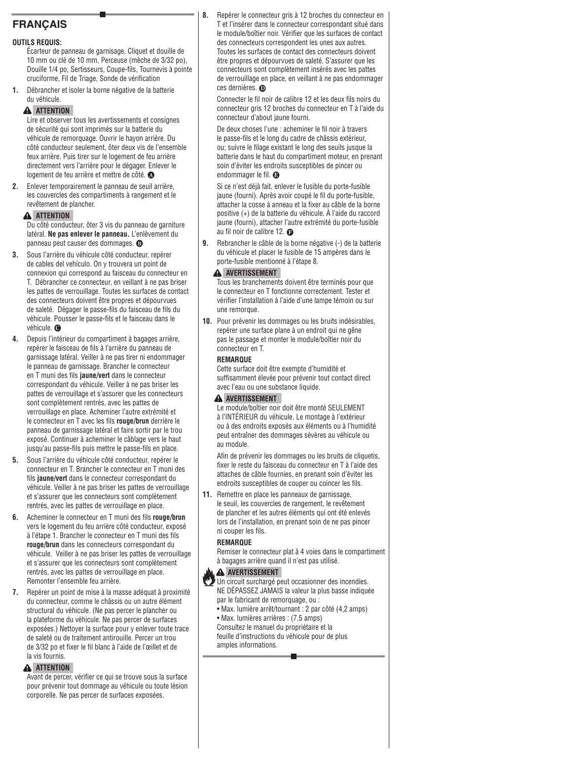# FRANÇAIS

**OUTILS REQUIS:**

Écarteur de panneau de garnisage, Cliquet et douille de 10 mm ou clé de 10 mm, Perceuse (mèche de 3/32 po), Douille 1/4 po, Sertisseurs, Coupe-fils, Tournevis à pointe cruciforme, Fil de Triage, Sonde de vérification

**1.** Débrancher et isoler la borne négative de la batterie du véhicule.

**ATTENTION**

Lire et observer tous les avertissements et consignes de sécurité qui sont imprimés sur la batterie du véhicule de remorquage. Ouvrir le hayon arrière. Du côté conducteur seulement, ôter deux vis de l'ensemble feux arrière. Puis tirer sur le logement de feu arrière directement vers l'arrière pour le dégager. Enlever le logement de feu arrière et mettre de côté. A

**2.** Enlever temporairement le panneau de seuil arrière, les couvercles des compartiments à rangement et le revêtement de plancher.

**ATTENTION**

Du côté conducteur, ôter 3 vis du panneau de garniture latéral. **Ne pas enlever le panneau.** L'enlèvement du panneau peut causer des dommages. B

**3.** Sous l'arrière du véhicule côté conducteur, repérer de cables del vehículo. On y trouvera un point de connexion qui correspond au faisceau du connecteur en T. Débrancher ce connecteur, en veillant à ne pas briser les pattes de verrouillage. Toutes les surfaces de contact des connecteurs doivent être propres et dépourvues de saleté. Dégager le passe-fils du faisceau de fils du véhicule. Pousser le passe-fils et le faisceau dans le véhicule. C

**4.** Depuis l'intérieur du compartiment à bagages arrière, repérer le faisceau de fils à l'arrière du panneau de garnissage latéral. Veiller à ne pas tirer ni endommager le panneau de garnissage. Brancher le connecteur en T muni des fils **jaune/vert** dans le connecteur correspondant du véhicule. Veiller à ne pas briser les pattes de verrouillage et s'assurer que les connecteurs sont complètement rentrés, avec les pattes de verrouillage en place. Acheminer l'autre extrémité et le connecteur en T avec les fils **rouge/brun** derrière le panneau de garnissage latéral et faire sortir par le trou exposé. Continuer à acheminer le câblage vers le haut jusqu'au passe-fils puis mettre le passe-fils en place.

**5.** Sous l'arrière du véhicule côté conducteur, repérer le connecteur en T. Brancher le connecteur en T muni des fils **jaune/vert** dans le connecteur correspondant du véhicule. Veiller à ne pas briser les pattes de verrouillage et s'assurer que les connecteurs sont complètement rentrés, avec les pattes de verrouillage en place.

**6.** Acheminer le connecteur en T muni des fils **rouge/brun** vers le logement du feu arrière côté conducteur, exposé à l'étape 1. Brancher le connecteur en T muni des fils **rouge/brun** dans les connecteurs correspondant du véhicule. Veiller à ne pas briser les pattes de verrouillage et s'assurer que les connecteurs sont complètement rentrés, avec les pattes de verrouillage en place. Remonter l'ensemble feu arrière.

**7.** Repérer un point de mise à la masse adéquat à proximité du connecteur, comme le châssis ou un autre élément structural du véhicule. (Ne pas percer le plancher ou la plateforme du véhicule. Ne pas percer de surfaces exposées.) Nettoyer la surface pour y enlever toute trace de saleté ou de traitement antirouille. Percer un trou de 3/32 po et fixer le fil blanc à l'aide de l'œillet et de la vis fournis.

**ATTENTION**

Avant de percer, vérifier ce qui se trouve sous la surface pour prévenir tout dommage au véhicule ou toute lésion corporelle. Ne pas percer de surfaces exposées.

**8.** Repérer le connecteur gris à 12 broches du connecteur en T et l'insérer dans le connecteur correspondant situé dans le module/boîtier noir. Vérifier que les surfaces de contact des connecteurs correspondent les unes aux autres. Toutes les surfaces de contact des connecteurs doivent être propres et dépourvues de saleté. S'assurer que les connecteurs sont complètement insérés avec les pattes de verrouillage en place, en veillant à ne pas endommager ces dernières. D

Connecter le fil noir de calibre 12 et les deux fils noirs du connecteur gris 12 broches du connecteur en T à l'aide du connecteur d'about jaune fourni.

De deux choses l'une : acheminer le fil noir à travers le passe-fils et le long du cadre de châssis extérieur, ou; suivre le filage existant le long des seuils jusque la batterie dans le haut du compartiment moteur, en prenant soin d'éviter les endroits susceptibles de pincer ou endommager le fil. E

Si ce n'est déjà fait, enlever le fusible du porte-fusible jaune (fourni). Après avoir coupé le fil du porte-fusible, attacher la cosse à anneau et la fixer au câble de la borne positive (+) de la batterie du véhicule. À l'aide du raccord jaune (fourni), attacher l'autre extrémité du porte-fusible au fil noir de calibre 12. F

**9.** Rebrancher le câble de la borne négative (-) de la batterie du véhicule et placer le fusible de 15 ampères dans le porte-fusible mentionné à l'étape 8.

**AVERTISSEMENT**

Tous les branchements doivent être terminés pour que le connecteur en T fonctionne correctement. Tester et vérifier l'installation à l'aide d'une lampe témoin ou sur une remorque.

**10.** Pour prévenir les dommages ou les bruits indésirables, repérer une surface plane à un endroit qui ne gêne pas le passage et monter le module/boîtier noir du connecteur en T.

**REMARQUE**

Cette surface doit être exempte d'humidité et suffisamment élevée pour prévenir tout contact direct avec l'eau ou une substance liquide.

**AVERTISSEMENT**

Le module/boîtier noir doit être monté SEULEMENT à l'INTÉRIEUR du véhicule. Le montage à l'extérieur ou à des endroits exposés aux éléments ou à l'humidité peut entraîner des dommages sévères au véhicule ou au module.

Afin de prévenir les dommages ou les bruits de cliquetis, fixer le reste du faisceau du connecteur en T à l'aide des attaches de câble fournies, en prenant soin d'éviter les endroits susceptibles de couper ou coincer les fils.

**11.** Remettre en place les panneaux de garnissage, le seuil, les couvercles de rangement, le revêtement de plancher et les autres éléments qui ont été enlevés lors de l'installation, en prenant soin de ne pas pincer ni couper les fils.

**REMARQUE**

Remiser le connecteur plat à 4 voies dans le compartiment à bagages arrière quand il n'est pas utilisé.

**AVERTISSEMENT**

Un circuit surchargé peut occasionner des incendies. NE DÉPASSEZ JAMAIS la valeur la plus basse indiquée par le fabricant de remorquage, ou :

- Max. lumière arrêt/tournant : 2 par côté (4,2 amps)
- Max. lumières arrières : (7.5 amps)

Consultez le manuel du propriétaire et la feuille d'instructions du véhicule pour de plus amples informations.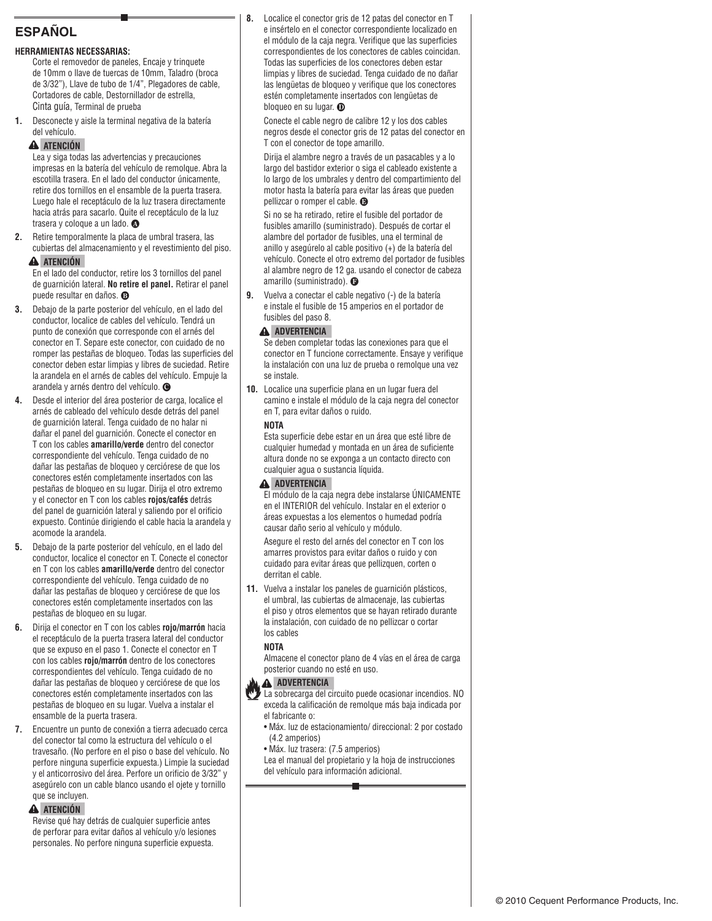# ESPAÑOL

**HERRAMIENTAS NECESSARIAS:**

Corte el removedor de paneles, Encaje y trinquete de 10mm o llave de tuercas de 10mm, Taladro (broca de 3/32"), Llave de tubo de 1/4", Plegadores de cable, Cortadores de cable, Destornillador de estrella, Cinta guía, Terminal de prueba

1. Desconecte y aisle la terminal negativa de la batería del vehículo.

   **ATENCIÓN**

   Lea y siga todas las advertencias y precauciones impresas en la batería del vehículo de remolque. Abra la escotilla trasera. En el lado del conductor únicamente, retire dos tornillos en el ensamble de la puerta trasera. Luego hale el receptáculo de la luz trasera directamente hacia atrás para sacarlo. Quite el receptáculo de la luz trasera y coloque a un lado. Ⓐ

2. Retire temporalmente la placa de umbral trasera, las cubiertas del almacenamiento y el revestimiento del piso.

   **ATENCIÓN**

   En el lado del conductor, retire los 3 tornillos del panel de guarnición lateral. **No retire el panel.** Retirar el panel puede resultar en daños. Ⓑ

3. Debajo de la parte posterior del vehículo, en el lado del conductor, localice de cables del vehículo. Tendrá un punto de conexión que corresponde con el arnés del conector en T. Separe este conector, con cuidado de no romper las pestañas de bloqueo. Todas las superficies del conector deben estar limpias y libres de suciedad. Retire la arandela en el arnés de cables del vehículo. Empuje la arandela y arnés dentro del vehículo. Ⓒ

4. Desde el interior del área posterior de carga, localice el arnés de cableado del vehículo desde detrás del panel de guarnición lateral. Tenga cuidado de no halar ni dañar el panel del guarnición. Conecte el conector en T con los cables **amarillo/verde** dentro del conector correspondiente del vehículo. Tenga cuidado de no dañar las pestañas de bloqueo y cerciórese de que los conectores estén completamente insertados con las pestañas de bloqueo en su lugar. Dirija el otro extremo y el conector en T con los cables **rojos/cafés** detrás del panel de guarnición lateral y saliendo por el orificio expuesto. Continúe dirigiendo el cable hacia la arandela y acomode la arandela.

5. Debajo de la parte posterior del vehículo, en el lado del conductor, localice el conector en T. Conecte el conector en T con los cables **amarillo/verde** dentro del conector correspondiente del vehículo. Tenga cuidado de no dañar las pestañas de bloqueo y cerciórese de que los conectores estén completamente insertados con las pestañas de bloqueo en su lugar.

6. Dirija el conector en T con los cables **rojo/marrón** hacia el receptáculo de la puerta trasera lateral del conductor que se expuso en el paso 1. Conecte el conector en T con los cables **rojo/marrón** dentro de los conectores correspondientes del vehículo. Tenga cuidado de no dañar las pestañas de bloqueo y cerciórese de que los conectores estén completamente insertados con las pestañas de bloqueo en su lugar. Vuelva a instalar el ensamble de la puerta trasera.

7. Encuentre un punto de conexión a tierra adecuado cerca del conector tal como la estructura del vehículo o el travesaño. (No perfore en el piso o base del vehículo. No perfore ninguna superficie expuesta.) Limpie la suciedad y el anticorrosivo del área. Perfore un orificio de 3/32" y asegúrelo con un cable blanco usando el ojete y tornillo que se incluyen.

   **ATENCIÓN**

   Revise qué hay detrás de cualquier superficie antes de perforar para evitar daños al vehículo y/o lesiones personales. No perfore ninguna superficie expuesta.

8. Localice el conector gris de 12 patas del conector en T e insértelo en el conector correspondiente localizado en el módulo de la caja negra. Verifique que las superficies correspondientes de los conectores de cables coincidan. Todas las superficies de los conectores deben estar limpias y libres de suciedad. Tenga cuidado de no dañar las lengüetas de bloqueo y verifique que los conectores estén completamente insertados con lengüetas de bloqueo en su lugar. Ⓓ

   Conecte el cable negro de calibre 12 y los dos cables negros desde el conector gris de 12 patas del conector en T con el conector de tope amarillo.

   Dirija el alambre negro a través de un pasacables y a lo largo del bastidor exterior o siga el cableado existente a lo largo de los umbrales y dentro del compartimiento del motor hasta la batería para evitar las áreas que pueden pellizcar o romper el cable. Ⓔ

   Si no se ha retirado, retire el fusible del portador de fusibles amarillo (suministrado). Después de cortar el alambre del portador de fusibles, una el terminal de anillo y asegúrelo al cable positivo (+) de la batería del vehículo. Conecte el otro extremo del portador de fusibles al alambre negro de 12 ga. usando el conector de cabeza amarillo (suministrado). Ⓕ

9. Vuelva a conectar el cable negativo (-) de la batería e instale el fusible de 15 amperios en el portador de fusibles del paso 8.

   **ADVERTENCIA**

   Se deben completar todas las conexiones para que el conector en T funcione correctamente. Ensaye y verifique la instalación con una luz de prueba o remolque una vez se instale.

10. Localice una superficie plana en un lugar fuera del camino e instale el módulo de la caja negra del conector en T, para evitar daños o ruido.

    **NOTA**

    Esta superficie debe estar en un área que esté libre de cualquier humedad y montada en un área de suficiente altura donde no se exponga a un contacto directo con cualquier agua o sustancia líquida.

    **ADVERTENCIA**

    El módulo de la caja negra debe instalarse ÚNICAMENTE en el INTERIOR del vehículo. Instalar en el exterior o áreas expuestas a los elementos o humedad podría causar daño serio al vehículo y módulo.

    Asegure el resto del arnés del conector en T con los amarres provistos para evitar daños o ruido y con cuidado para evitar áreas que pellizquen, corten o derritan el cable.

11. Vuelva a instalar los paneles de guarnición plásticos, el umbral, las cubiertas de almacenaje, las cubiertas el piso y otros elementos que se hayan retirado durante la instalación, con cuidado de no pellizcar o cortar los cables

    **NOTA**

    Almacene el conector plano de 4 vías en el área de carga posterior cuando no esté en uso.

**ADVERTENCIA**

La sobrecarga del circuito puede ocasionar incendios. NO exceda la calificación de remolque más baja indicada por el fabricante o:

- Máx. luz de estacionamiento/ direccional: 2 por costado (4.2 amperios)
- Máx. luz trasera: (7.5 amperios)

Lea el manual del propietario y la hoja de instrucciones del vehículo para información adicional.

© 2010 Cequent Performance Products, Inc.